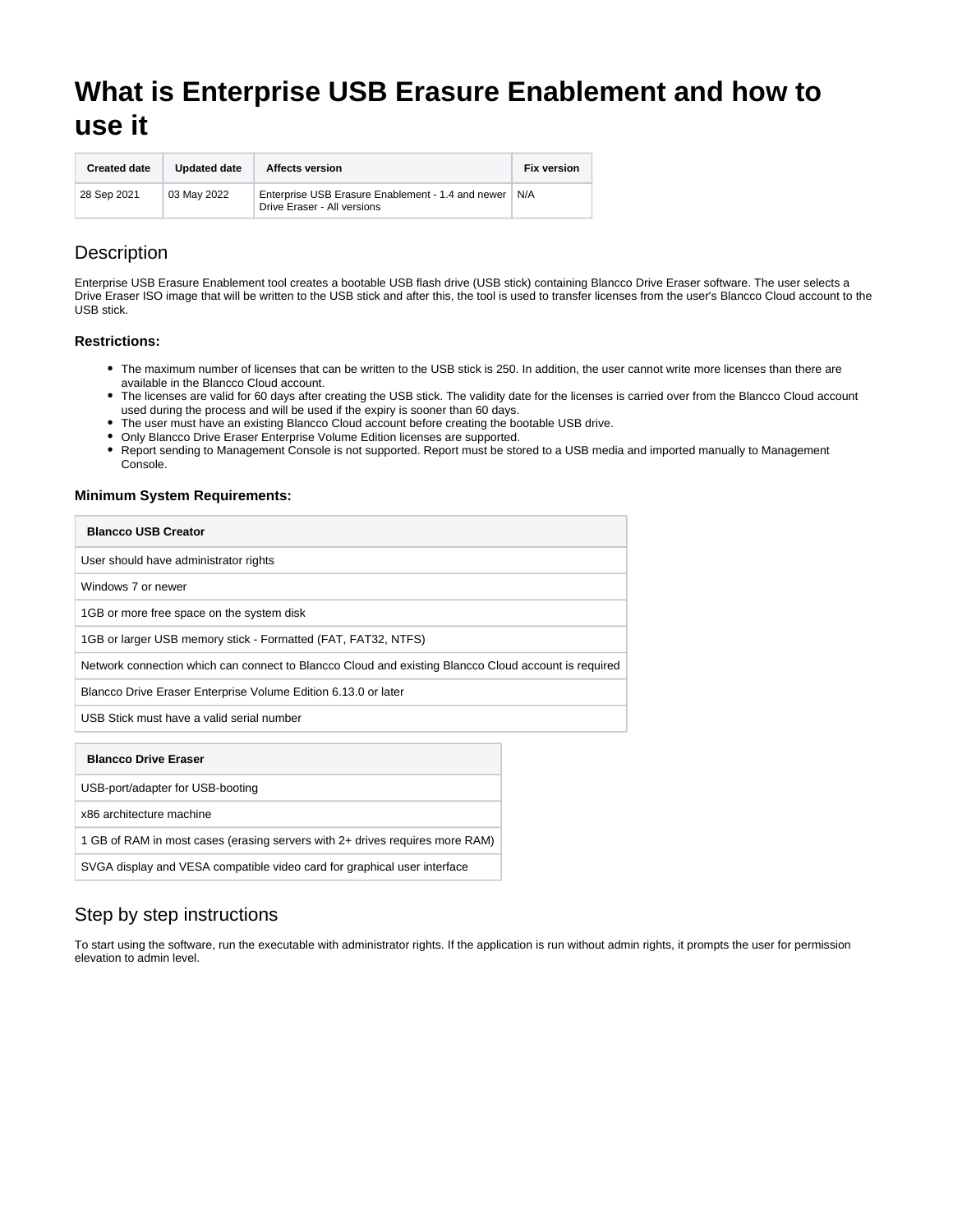# What is Enterprise USB Erasure Enablement and how to use it

| Created date | Updated date | Affects version | Fix version |
| --- | --- | --- | --- |
| 28 Sep 2021 | 03 May 2022 | Enterprise USB Erasure Enablement - 1.4 and newer<br>Drive Eraser - All versions | N/A |

## Description

Enterprise USB Erasure Enablement tool creates a bootable USB flash drive (USB stick) containing Blancco Drive Eraser software. The user selects a Drive Eraser ISO image that will be written to the USB stick and after this, the tool is used to transfer licenses from the user's Blancco Cloud account to the USB stick.

### Restrictions:

- The maximum number of licenses that can be written to the USB stick is 250. In addition, the user cannot write more licenses than there are available in the Blancco Cloud account.
- The licenses are valid for 60 days after creating the USB stick. The validity date for the licenses is carried over from the Blancco Cloud account used during the process and will be used if the expiry is sooner than 60 days.
- The user must have an existing Blancco Cloud account before creating the bootable USB drive.
- Only Blancco Drive Eraser Enterprise Volume Edition licenses are supported.
- Report sending to Management Console is not supported. Report must be stored to a USB media and imported manually to Management Console.

### Minimum System Requirements:

| Blancco USB Creator |
| --- |
| User should have administrator rights |
| Windows 7 or newer |
| 1GB or more free space on the system disk |
| 1GB or larger USB memory stick - Formatted (FAT, FAT32, NTFS) |
| Network connection which can connect to Blancco Cloud and existing Blancco Cloud account is required |
| Blancco Drive Eraser Enterprise Volume Edition 6.13.0 or later |
| USB Stick must have a valid serial number |

| Blancco Drive Eraser |
| --- |
| USB-port/adapter for USB-booting |
| x86 architecture machine |
| 1 GB of RAM in most cases (erasing servers with 2+ drives requires more RAM) |
| SVGA display and VESA compatible video card for graphical user interface |

## Step by step instructions

To start using the software, run the executable with administrator rights. If the application is run without admin rights, it prompts the user for permission elevation to admin level.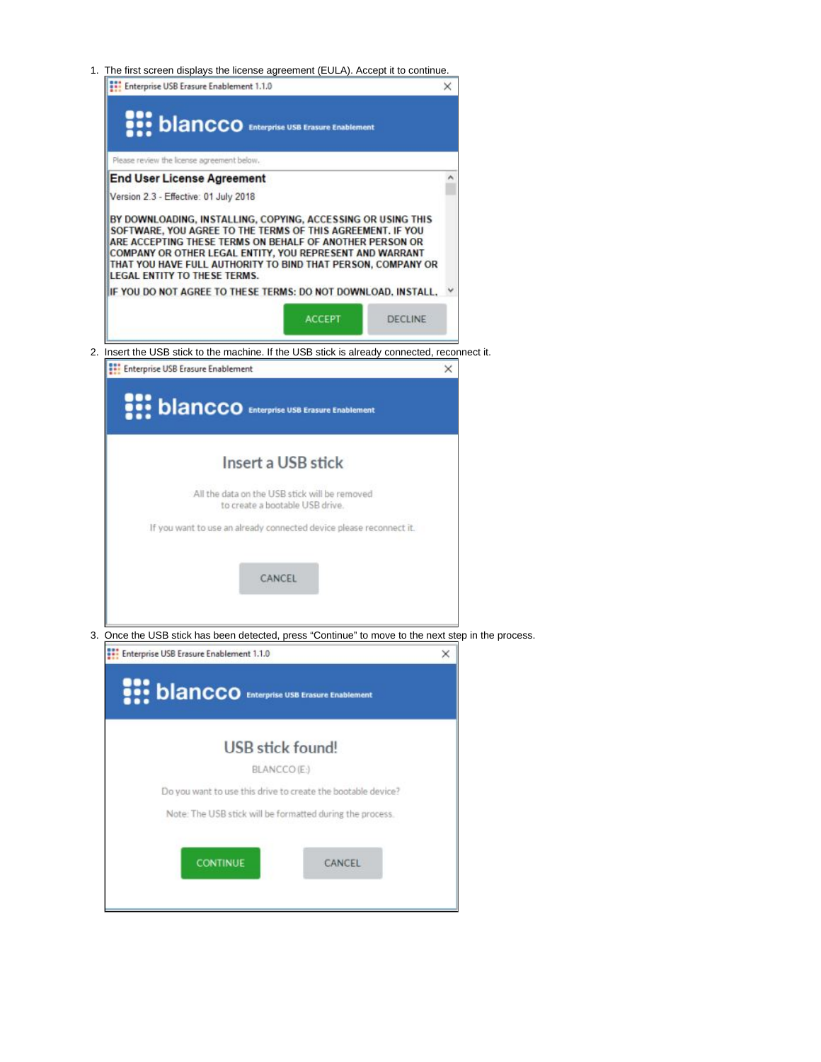1. The first screen displays the license agreement (EULA). Accept it to continue.

Enterprise USB Erasure Enablement 1.1.0

blancco Enterprise USB Erasure Enablement

Please review the license agreement below.

**End User License Agreement**

Version 2.3 - Effective: 01 July 2018

BY DOWNLOADING, INSTALLING, COPYING, ACCESSING OR USING THIS SOFTWARE, YOU AGREE TO THE TERMS OF THIS AGREEMENT. IF YOU ARE ACCEPTING THESE TERMS ON BEHALF OF ANOTHER PERSON OR COMPANY OR OTHER LEGAL ENTITY, YOU REPRESENT AND WARRANT THAT YOU HAVE FULL AUTHORITY TO BIND THAT PERSON, COMPANY OR LEGAL ENTITY TO THESE TERMS.

IF YOU DO NOT AGREE TO THESE TERMS: DO NOT DOWNLOAD, INSTALL,

ACCEPT DECLINE

2. Insert the USB stick to the machine. If the USB stick is already connected, reconnect it.

Enterprise USB Erasure Enablement

blancco Enterprise USB Erasure Enablement

Insert a USB stick

All the data on the USB stick will be removed to create a bootable USB drive.

If you want to use an already connected device please reconnect it.

CANCEL

3. Once the USB stick has been detected, press “Continue” to move to the next step in the process.

Enterprise USB Erasure Enablement 1.1.0

blancco Enterprise USB Erasure Enablement

USB stick found!

BLANCCO (E:)

Do you want to use this drive to create the bootable device?

Note: The USB stick will be formatted during the process.

CONTINUE CANCEL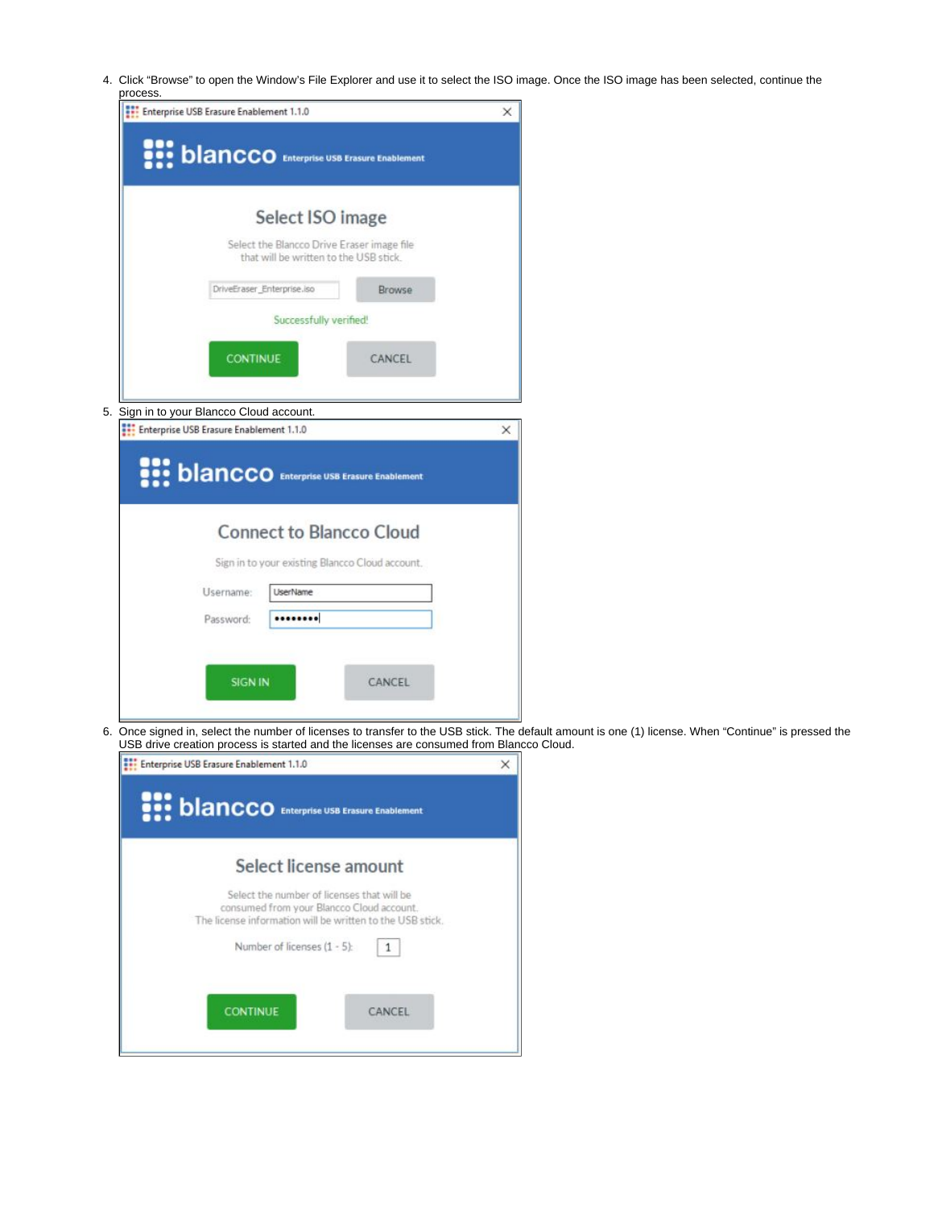4. Click "Browse" to open the Window's File Explorer and use it to select the ISO image. Once the ISO image has been selected, continue the process.

   Enterprise USB Erasure Enablement 1.1.0

   blancco Enterprise USB Erasure Enablement

   Select ISO image

   Select the Blancco Drive Eraser image file that will be written to the USB stick.

   DriveEraser_Enterprise.iso    Browse

   Successfully verified!

   CONTINUE    CANCEL

5. Sign in to your Blancco Cloud account.

   Enterprise USB Erasure Enablement 1.1.0

   blancco Enterprise USB Erasure Enablement

   Connect to Blancco Cloud

   Sign in to your existing Blancco Cloud account.

   Username: UserName

   Password: ••••••••

   SIGN IN    CANCEL

6. Once signed in, select the number of licenses to transfer to the USB stick. The default amount is one (1) license. When "Continue" is pressed the USB drive creation process is started and the licenses are consumed from Blancco Cloud.

   Enterprise USB Erasure Enablement 1.1.0

   blancco Enterprise USB Erasure Enablement

   Select license amount

   Select the number of licenses that will be consumed from your Blancco Cloud account. The license information will be written to the USB stick.

   Number of licenses (1 - 5): 1

   CONTINUE    CANCEL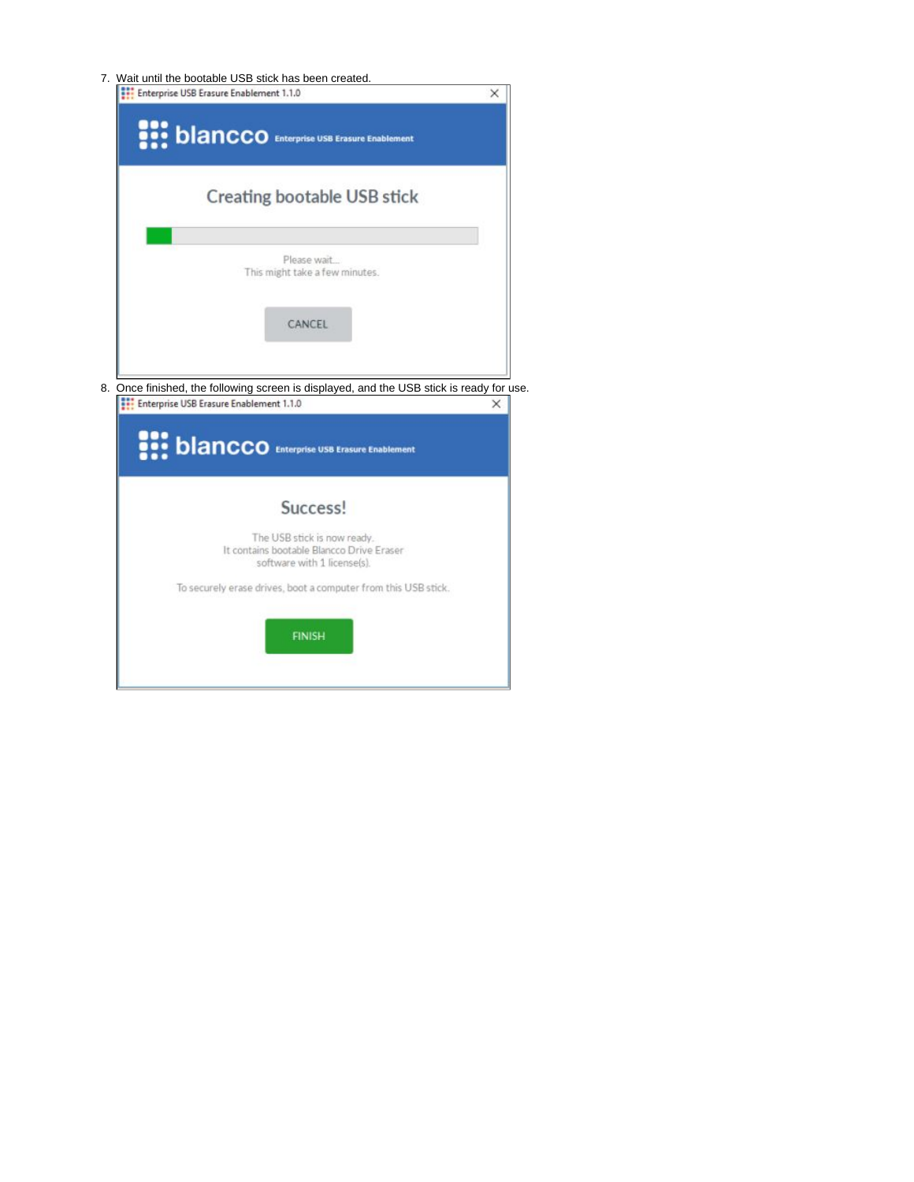7. Wait until the bootable USB stick has been created.

Enterprise USB Erasure Enablement 1.1.0

blancco Enterprise USB Erasure Enablement

Creating bootable USB stick

Please wait...
This might take a few minutes.

CANCEL

8. Once finished, the following screen is displayed, and the USB stick is ready for use.

Enterprise USB Erasure Enablement 1.1.0

blancco Enterprise USB Erasure Enablement

Success!

The USB stick is now ready.
It contains bootable Blancco Drive Eraser software with 1 license(s).

To securely erase drives, boot a computer from this USB stick.

FINISH